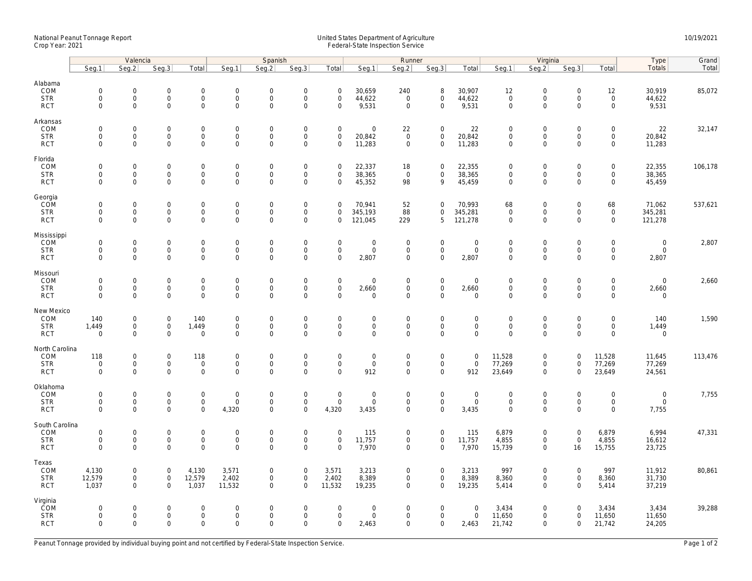National Peanut Tonnage Report
Crop Year: 2021

United States Department of Agriculture
Federal-State Inspection Service

10/19/2021

| | Valencia | | | | Spanish | | | | Runner | | | | Virginia | | | | Type | Grand |
|---|---|---|---|---|---|---|---|---|---|---|---|---|---|---|---|---|---|---|
| | Seg.1 | Seg.2 | Seg.3 | Total | Seg.1 | Seg.2 | Seg.3 | Total | Seg.1 | Seg.2 | Seg.3 | Total | Seg.1 | Seg.2 | Seg.3 | Total | Totals | Total |
| **Alabama** | | | | | | | | | | | | | | | | | | |
| COM | 0 | 0 | 0 | 0 | 0 | 0 | 0 | 0 | 30,659 | 240 | 8 | 30,907 | 12 | 0 | 0 | 12 | 30,919 | 85,072 |
| STR | 0 | 0 | 0 | 0 | 0 | 0 | 0 | 0 | 44,622 | 0 | 0 | 44,622 | 0 | 0 | 0 | 0 | 44,622 | |
| RCT | 0 | 0 | 0 | 0 | 0 | 0 | 0 | 0 | 9,531 | 0 | 0 | 9,531 | 0 | 0 | 0 | 0 | 9,531 | |
| **Arkansas** | | | | | | | | | | | | | | | | | | |
| COM | 0 | 0 | 0 | 0 | 0 | 0 | 0 | 0 | 0 | 22 | 0 | 22 | 0 | 0 | 0 | 0 | 22 | 32,147 |
| STR | 0 | 0 | 0 | 0 | 0 | 0 | 0 | 0 | 20,842 | 0 | 0 | 20,842 | 0 | 0 | 0 | 0 | 20,842 | |
| RCT | 0 | 0 | 0 | 0 | 0 | 0 | 0 | 0 | 11,283 | 0 | 0 | 11,283 | 0 | 0 | 0 | 0 | 11,283 | |
| **Florida** | | | | | | | | | | | | | | | | | | |
| COM | 0 | 0 | 0 | 0 | 0 | 0 | 0 | 0 | 22,337 | 18 | 0 | 22,355 | 0 | 0 | 0 | 0 | 22,355 | 106,178 |
| STR | 0 | 0 | 0 | 0 | 0 | 0 | 0 | 0 | 38,365 | 0 | 0 | 38,365 | 0 | 0 | 0 | 0 | 38,365 | |
| RCT | 0 | 0 | 0 | 0 | 0 | 0 | 0 | 0 | 45,352 | 98 | 9 | 45,459 | 0 | 0 | 0 | 0 | 45,459 | |
| **Georgia** | | | | | | | | | | | | | | | | | | |
| COM | 0 | 0 | 0 | 0 | 0 | 0 | 0 | 0 | 70,941 | 52 | 0 | 70,993 | 68 | 0 | 0 | 68 | 71,062 | 537,621 |
| STR | 0 | 0 | 0 | 0 | 0 | 0 | 0 | 0 | 345,193 | 88 | 0 | 345,281 | 0 | 0 | 0 | 0 | 345,281 | |
| RCT | 0 | 0 | 0 | 0 | 0 | 0 | 0 | 0 | 121,045 | 229 | 5 | 121,278 | 0 | 0 | 0 | 0 | 121,278 | |
| **Mississippi** | | | | | | | | | | | | | | | | | | |
| COM | 0 | 0 | 0 | 0 | 0 | 0 | 0 | 0 | 0 | 0 | 0 | 0 | 0 | 0 | 0 | 0 | 0 | 2,807 |
| STR | 0 | 0 | 0 | 0 | 0 | 0 | 0 | 0 | 0 | 0 | 0 | 0 | 0 | 0 | 0 | 0 | 0 | |
| RCT | 0 | 0 | 0 | 0 | 0 | 0 | 0 | 0 | 2,807 | 0 | 0 | 2,807 | 0 | 0 | 0 | 0 | 2,807 | |
| **Missouri** | | | | | | | | | | | | | | | | | | |
| COM | 0 | 0 | 0 | 0 | 0 | 0 | 0 | 0 | 0 | 0 | 0 | 0 | 0 | 0 | 0 | 0 | 0 | 2,660 |
| STR | 0 | 0 | 0 | 0 | 0 | 0 | 0 | 0 | 2,660 | 0 | 0 | 2,660 | 0 | 0 | 0 | 0 | 2,660 | |
| RCT | 0 | 0 | 0 | 0 | 0 | 0 | 0 | 0 | 0 | 0 | 0 | 0 | 0 | 0 | 0 | 0 | 0 | |
| **New Mexico** | | | | | | | | | | | | | | | | | | |
| COM | 140 | 0 | 0 | 140 | 0 | 0 | 0 | 0 | 0 | 0 | 0 | 0 | 0 | 0 | 0 | 0 | 140 | 1,590 |
| STR | 1,449 | 0 | 0 | 1,449 | 0 | 0 | 0 | 0 | 0 | 0 | 0 | 0 | 0 | 0 | 0 | 0 | 1,449 | |
| RCT | 0 | 0 | 0 | 0 | 0 | 0 | 0 | 0 | 0 | 0 | 0 | 0 | 0 | 0 | 0 | 0 | 0 | |
| **North Carolina** | | | | | | | | | | | | | | | | | | |
| COM | 118 | 0 | 0 | 118 | 0 | 0 | 0 | 0 | 0 | 0 | 0 | 0 | 11,528 | 0 | 0 | 11,528 | 11,645 | 113,476 |
| STR | 0 | 0 | 0 | 0 | 0 | 0 | 0 | 0 | 0 | 0 | 0 | 0 | 77,269 | 0 | 0 | 77,269 | 77,269 | |
| RCT | 0 | 0 | 0 | 0 | 0 | 0 | 0 | 0 | 912 | 0 | 0 | 912 | 23,649 | 0 | 0 | 23,649 | 24,561 | |
| **Oklahoma** | | | | | | | | | | | | | | | | | | |
| COM | 0 | 0 | 0 | 0 | 0 | 0 | 0 | 0 | 0 | 0 | 0 | 0 | 0 | 0 | 0 | 0 | 0 | 7,755 |
| STR | 0 | 0 | 0 | 0 | 0 | 0 | 0 | 0 | 0 | 0 | 0 | 0 | 0 | 0 | 0 | 0 | 0 | |
| RCT | 0 | 0 | 0 | 0 | 4,320 | 0 | 0 | 4,320 | 3,435 | 0 | 0 | 3,435 | 0 | 0 | 0 | 0 | 7,755 | |
| **South Carolina** | | | | | | | | | | | | | | | | | | |
| COM | 0 | 0 | 0 | 0 | 0 | 0 | 0 | 0 | 115 | 0 | 0 | 115 | 6,879 | 0 | 0 | 6,879 | 6,994 | 47,331 |
| STR | 0 | 0 | 0 | 0 | 0 | 0 | 0 | 0 | 11,757 | 0 | 0 | 11,757 | 4,855 | 0 | 0 | 4,855 | 16,612 | |
| RCT | 0 | 0 | 0 | 0 | 0 | 0 | 0 | 0 | 7,970 | 0 | 0 | 7,970 | 15,739 | 0 | 16 | 15,755 | 23,725 | |
| **Texas** | | | | | | | | | | | | | | | | | | |
| COM | 4,130 | 0 | 0 | 4,130 | 3,571 | 0 | 0 | 3,571 | 3,213 | 0 | 0 | 3,213 | 997 | 0 | 0 | 997 | 11,912 | 80,861 |
| STR | 12,579 | 0 | 0 | 12,579 | 2,402 | 0 | 0 | 2,402 | 8,389 | 0 | 0 | 8,389 | 8,360 | 0 | 0 | 8,360 | 31,730 | |
| RCT | 1,037 | 0 | 0 | 1,037 | 11,532 | 0 | 0 | 11,532 | 19,235 | 0 | 0 | 19,235 | 5,414 | 0 | 0 | 5,414 | 37,219 | |
| **Virginia** | | | | | | | | | | | | | | | | | | |
| COM | 0 | 0 | 0 | 0 | 0 | 0 | 0 | 0 | 0 | 0 | 0 | 0 | 3,434 | 0 | 0 | 3,434 | 3,434 | 39,288 |
| STR | 0 | 0 | 0 | 0 | 0 | 0 | 0 | 0 | 0 | 0 | 0 | 0 | 11,650 | 0 | 0 | 11,650 | 11,650 | |
| RCT | 0 | 0 | 0 | 0 | 0 | 0 | 0 | 0 | 2,463 | 0 | 0 | 2,463 | 21,742 | 0 | 0 | 21,742 | 24,205 | |

Peanut Tonnage provided by individual buying point and not certified by Federal-State Inspection Service.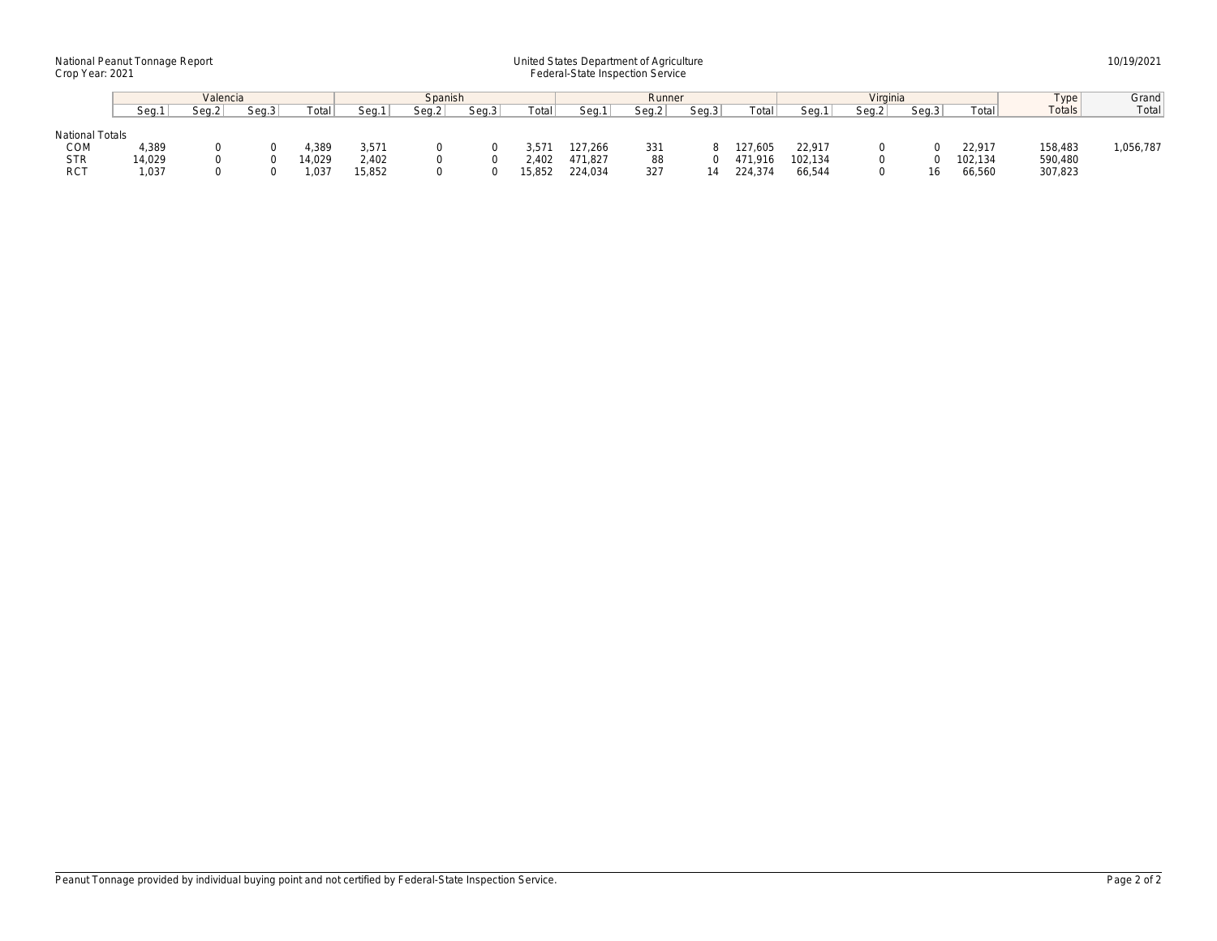National Peanut Tonnage Report
Crop Year: 2021

United States Department of Agriculture
Federal-State Inspection Service

10/19/2021

| | Valencia | | | | Spanish | | | | Runner | | | | Virginia | | | | Type | Grand |
|---|---|---|---|---|---|---|---|---|---|---|---|---|---|---|---|---|---|---|
| | Seg.1 | Seg.2 | Seg.3 | Total | Seg.1 | Seg.2 | Seg.3 | Total | Seg.1 | Seg.2 | Seg.3 | Total | Seg.1 | Seg.2 | Seg.3 | Total | Totals | Total |
| National Totals | | | | | | | | | | | | | | | | | | |
| COM | 4,389 | 0 | 0 | 4,389 | 3,571 | 0 | 0 | 3,571 | 127,266 | 331 | 8 | 127,605 | 22,917 | 0 | 0 | 22,917 | 158,483 | 1,056,787 |
| STR | 14,029 | 0 | 0 | 14,029 | 2,402 | 0 | 0 | 2,402 | 471,827 | 88 | 0 | 471,916 | 102,134 | 0 | 0 | 102,134 | 590,480 | |
| RCT | 1,037 | 0 | 0 | 1,037 | 15,852 | 0 | 0 | 15,852 | 224,034 | 327 | 14 | 224,374 | 66,544 | 0 | 16 | 66,560 | 307,823 | |

Peanut Tonnage provided by individual buying point and not certified by Federal-State Inspection Service.